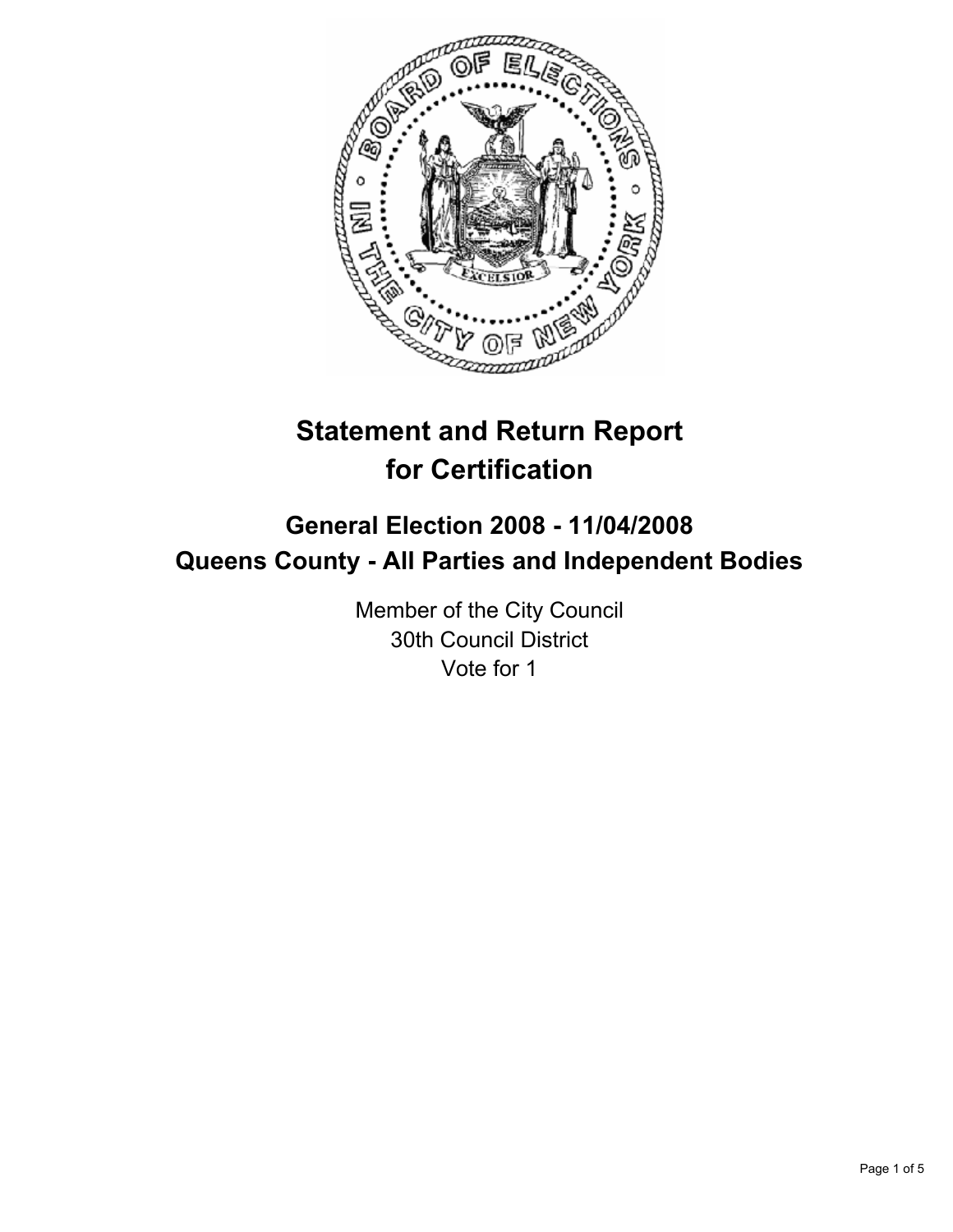# Statement and Return Report for Certification

## General Election 2008 - 11/04/2008
## Queens County - All Parties and Independent Bodies

Member of the City Council
30th Council District
Vote for 1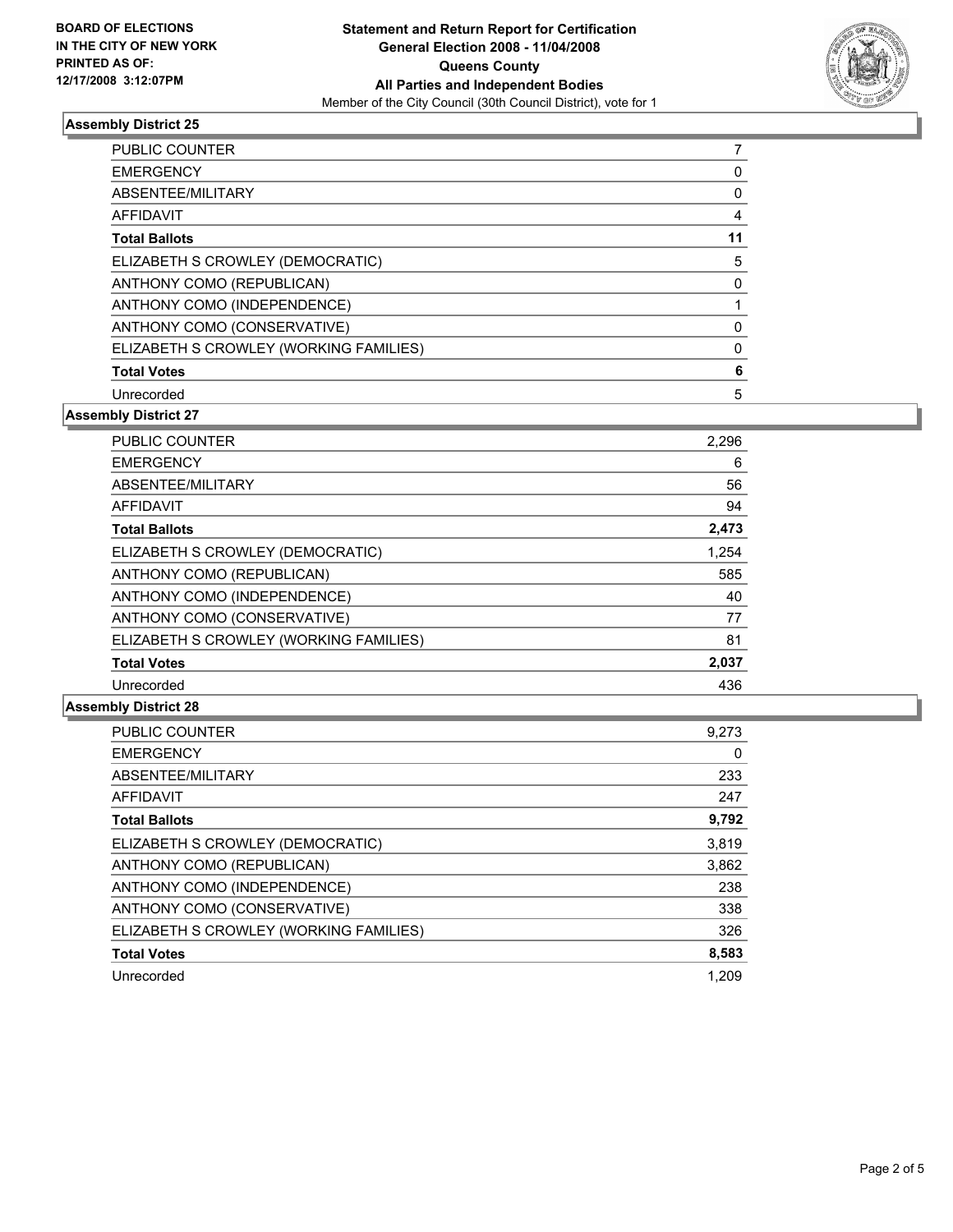**BOARD OF ELECTIONS IN THE CITY OF NEW YORK PRINTED AS OF: 12/17/2008 3:12:07PM**

**Statement and Return Report for Certification General Election 2008 - 11/04/2008 Queens County All Parties and Independent Bodies**

Member of the City Council (30th Council District), vote for 1

### Assembly District 25

| | |
|---|---|
| PUBLIC COUNTER | 7 |
| EMERGENCY | 0 |
| ABSENTEE/MILITARY | 0 |
| AFFIDAVIT | 4 |
| **Total Ballots** | **11** |
| ELIZABETH S CROWLEY (DEMOCRATIC) | 5 |
| ANTHONY COMO (REPUBLICAN) | 0 |
| ANTHONY COMO (INDEPENDENCE) | 1 |
| ANTHONY COMO (CONSERVATIVE) | 0 |
| ELIZABETH S CROWLEY (WORKING FAMILIES) | 0 |
| **Total Votes** | **6** |
| Unrecorded | 5 |

### Assembly District 27

| | |
|---|---|
| PUBLIC COUNTER | 2,296 |
| EMERGENCY | 6 |
| ABSENTEE/MILITARY | 56 |
| AFFIDAVIT | 94 |
| **Total Ballots** | **2,473** |
| ELIZABETH S CROWLEY (DEMOCRATIC) | 1,254 |
| ANTHONY COMO (REPUBLICAN) | 585 |
| ANTHONY COMO (INDEPENDENCE) | 40 |
| ANTHONY COMO (CONSERVATIVE) | 77 |
| ELIZABETH S CROWLEY (WORKING FAMILIES) | 81 |
| **Total Votes** | **2,037** |
| Unrecorded | 436 |

### Assembly District 28

| | |
|---|---|
| PUBLIC COUNTER | 9,273 |
| EMERGENCY | 0 |
| ABSENTEE/MILITARY | 233 |
| AFFIDAVIT | 247 |
| **Total Ballots** | **9,792** |
| ELIZABETH S CROWLEY (DEMOCRATIC) | 3,819 |
| ANTHONY COMO (REPUBLICAN) | 3,862 |
| ANTHONY COMO (INDEPENDENCE) | 238 |
| ANTHONY COMO (CONSERVATIVE) | 338 |
| ELIZABETH S CROWLEY (WORKING FAMILIES) | 326 |
| **Total Votes** | **8,583** |
| Unrecorded | 1,209 |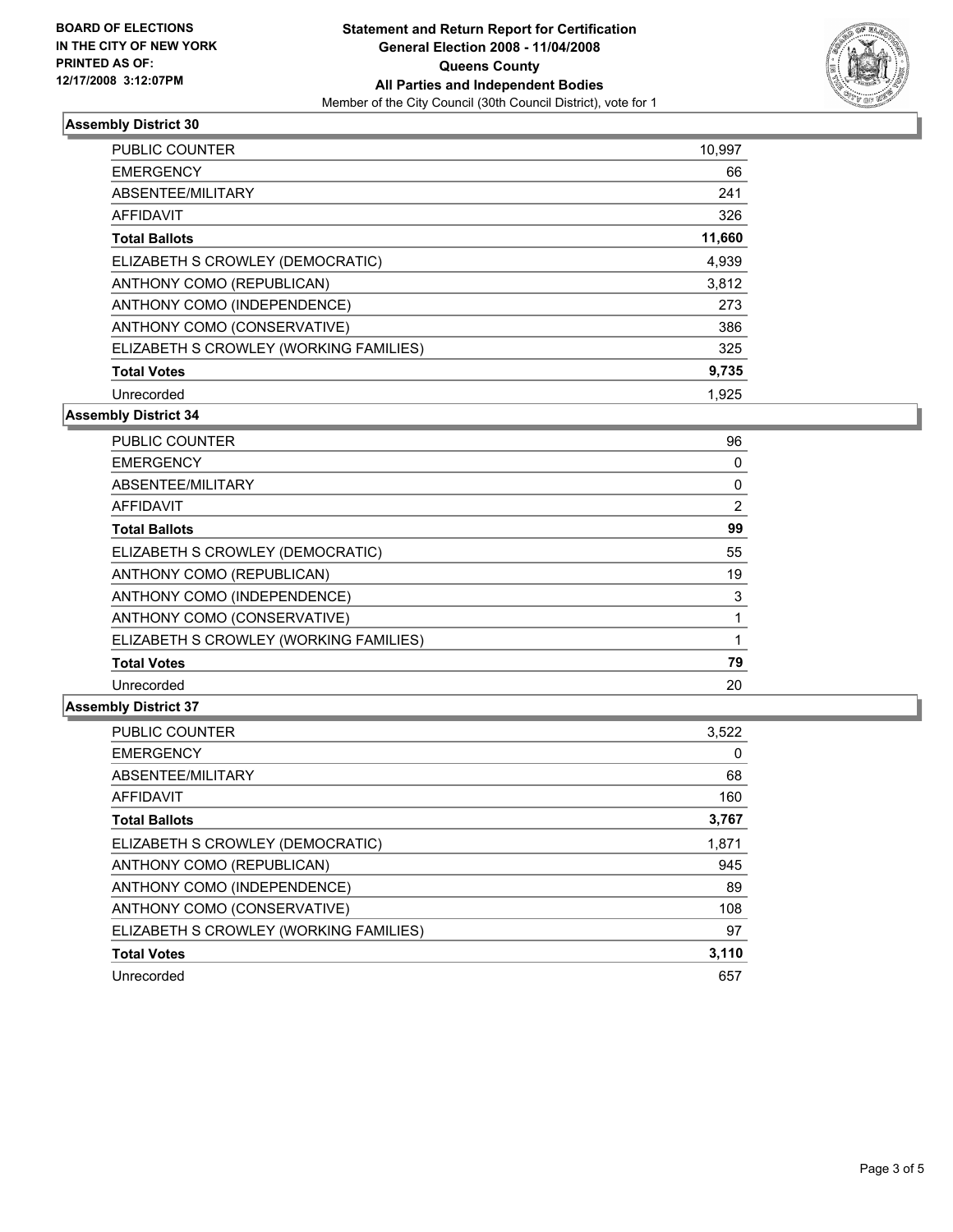**BOARD OF ELECTIONS IN THE CITY OF NEW YORK PRINTED AS OF: 12/17/2008 3:12:07PM**

# Statement and Return Report for Certification General Election 2008 - 11/04/2008 Queens County All Parties and Independent Bodies

Member of the City Council (30th Council District), vote for 1

## Assembly District 30

| | |
|---|---|
| PUBLIC COUNTER | 10,997 |
| EMERGENCY | 66 |
| ABSENTEE/MILITARY | 241 |
| AFFIDAVIT | 326 |
| **Total Ballots** | **11,660** |
| ELIZABETH S CROWLEY (DEMOCRATIC) | 4,939 |
| ANTHONY COMO (REPUBLICAN) | 3,812 |
| ANTHONY COMO (INDEPENDENCE) | 273 |
| ANTHONY COMO (CONSERVATIVE) | 386 |
| ELIZABETH S CROWLEY (WORKING FAMILIES) | 325 |
| **Total Votes** | **9,735** |
| Unrecorded | 1,925 |

## Assembly District 34

| | |
|---|---|
| PUBLIC COUNTER | 96 |
| EMERGENCY | 0 |
| ABSENTEE/MILITARY | 0 |
| AFFIDAVIT | 2 |
| **Total Ballots** | **99** |
| ELIZABETH S CROWLEY (DEMOCRATIC) | 55 |
| ANTHONY COMO (REPUBLICAN) | 19 |
| ANTHONY COMO (INDEPENDENCE) | 3 |
| ANTHONY COMO (CONSERVATIVE) | 1 |
| ELIZABETH S CROWLEY (WORKING FAMILIES) | 1 |
| **Total Votes** | **79** |
| Unrecorded | 20 |

## Assembly District 37

| | |
|---|---|
| PUBLIC COUNTER | 3,522 |
| EMERGENCY | 0 |
| ABSENTEE/MILITARY | 68 |
| AFFIDAVIT | 160 |
| **Total Ballots** | **3,767** |
| ELIZABETH S CROWLEY (DEMOCRATIC) | 1,871 |
| ANTHONY COMO (REPUBLICAN) | 945 |
| ANTHONY COMO (INDEPENDENCE) | 89 |
| ANTHONY COMO (CONSERVATIVE) | 108 |
| ELIZABETH S CROWLEY (WORKING FAMILIES) | 97 |
| **Total Votes** | **3,110** |
| Unrecorded | 657 |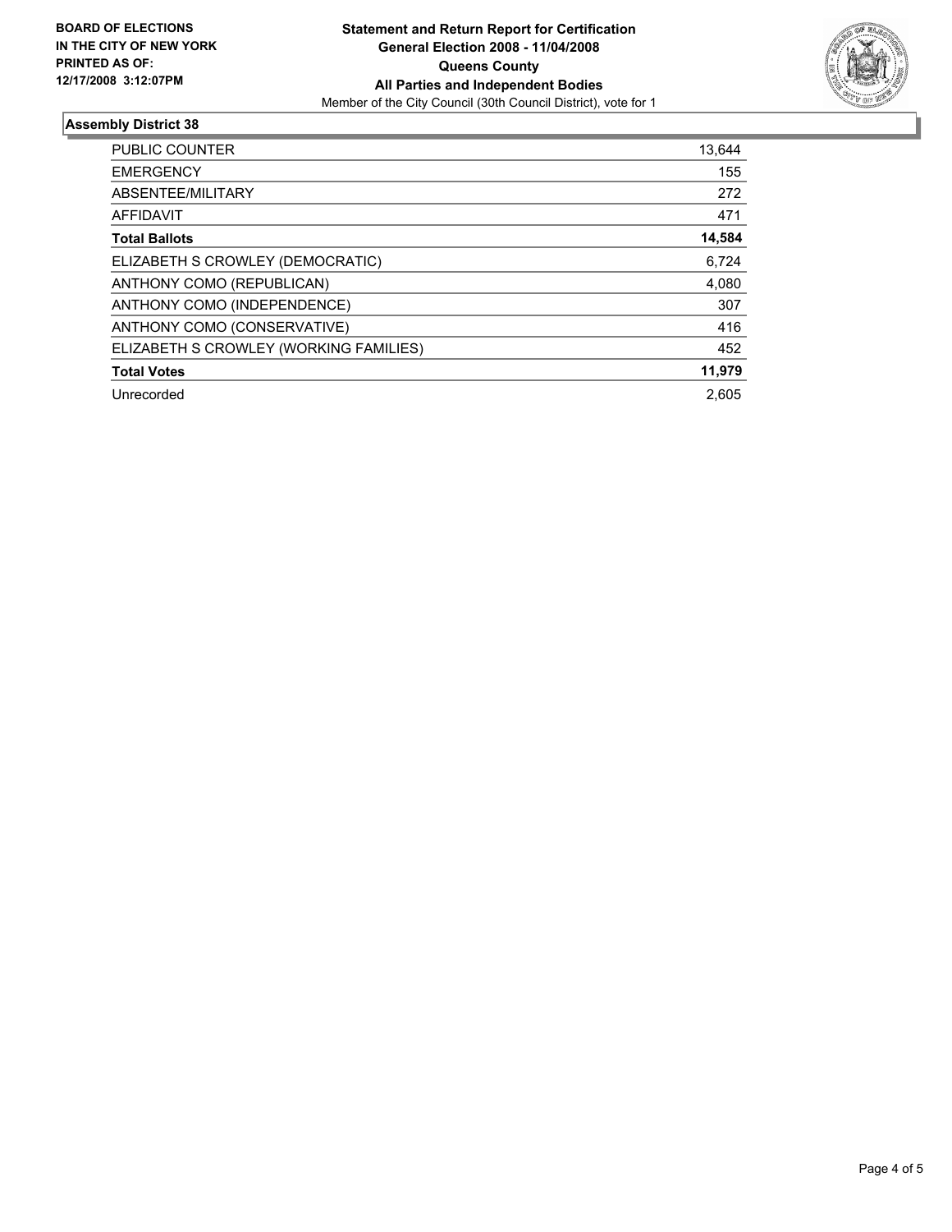**BOARD OF ELECTIONS IN THE CITY OF NEW YORK PRINTED AS OF: 12/17/2008 3:12:07PM**

**Statement and Return Report for Certification**
**General Election 2008 - 11/04/2008**
**Queens County**
**All Parties and Independent Bodies**
Member of the City Council (30th Council District), vote for 1

### Assembly District 38

| | |
|---|---|
| PUBLIC COUNTER | 13,644 |
| EMERGENCY | 155 |
| ABSENTEE/MILITARY | 272 |
| AFFIDAVIT | 471 |
| **Total Ballots** | **14,584** |
| ELIZABETH S CROWLEY (DEMOCRATIC) | 6,724 |
| ANTHONY COMO (REPUBLICAN) | 4,080 |
| ANTHONY COMO (INDEPENDENCE) | 307 |
| ANTHONY COMO (CONSERVATIVE) | 416 |
| ELIZABETH S CROWLEY (WORKING FAMILIES) | 452 |
| **Total Votes** | **11,979** |
| Unrecorded | 2,605 |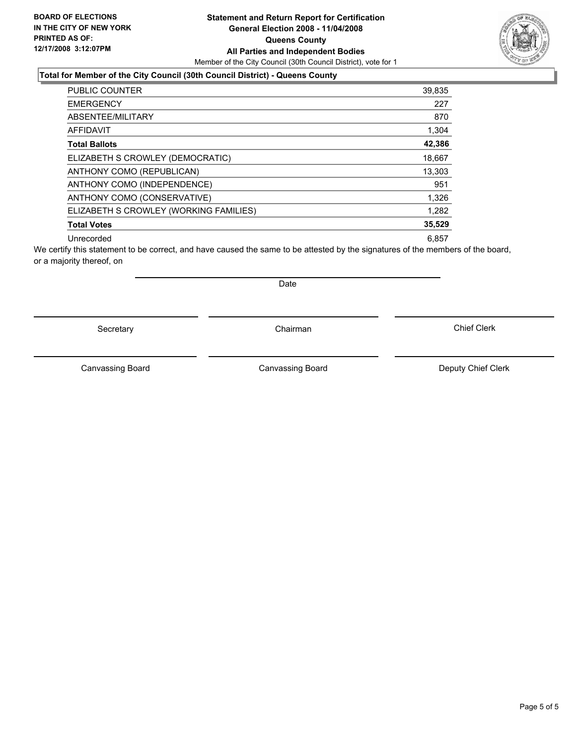**BOARD OF ELECTIONS IN THE CITY OF NEW YORK PRINTED AS OF: 12/17/2008 3:12:07PM**

**Statement and Return Report for Certification General Election 2008 - 11/04/2008 Queens County All Parties and Independent Bodies**

Member of the City Council (30th Council District), vote for 1

**Total for Member of the City Council (30th Council District) - Queens County**

| | |
|---|---|
| PUBLIC COUNTER | 39,835 |
| EMERGENCY | 227 |
| ABSENTEE/MILITARY | 870 |
| AFFIDAVIT | 1,304 |
| **Total Ballots** | **42,386** |
| ELIZABETH S CROWLEY (DEMOCRATIC) | 18,667 |
| ANTHONY COMO (REPUBLICAN) | 13,303 |
| ANTHONY COMO (INDEPENDENCE) | 951 |
| ANTHONY COMO (CONSERVATIVE) | 1,326 |
| ELIZABETH S CROWLEY (WORKING FAMILIES) | 1,282 |
| **Total Votes** | **35,529** |
| Unrecorded | 6,857 |

We certify this statement to be correct, and have caused the same to be attested by the signatures of the members of the board, or a majority thereof, on

Date

Secretary

Chairman

Chief Clerk

Canvassing Board

Canvassing Board

Deputy Chief Clerk